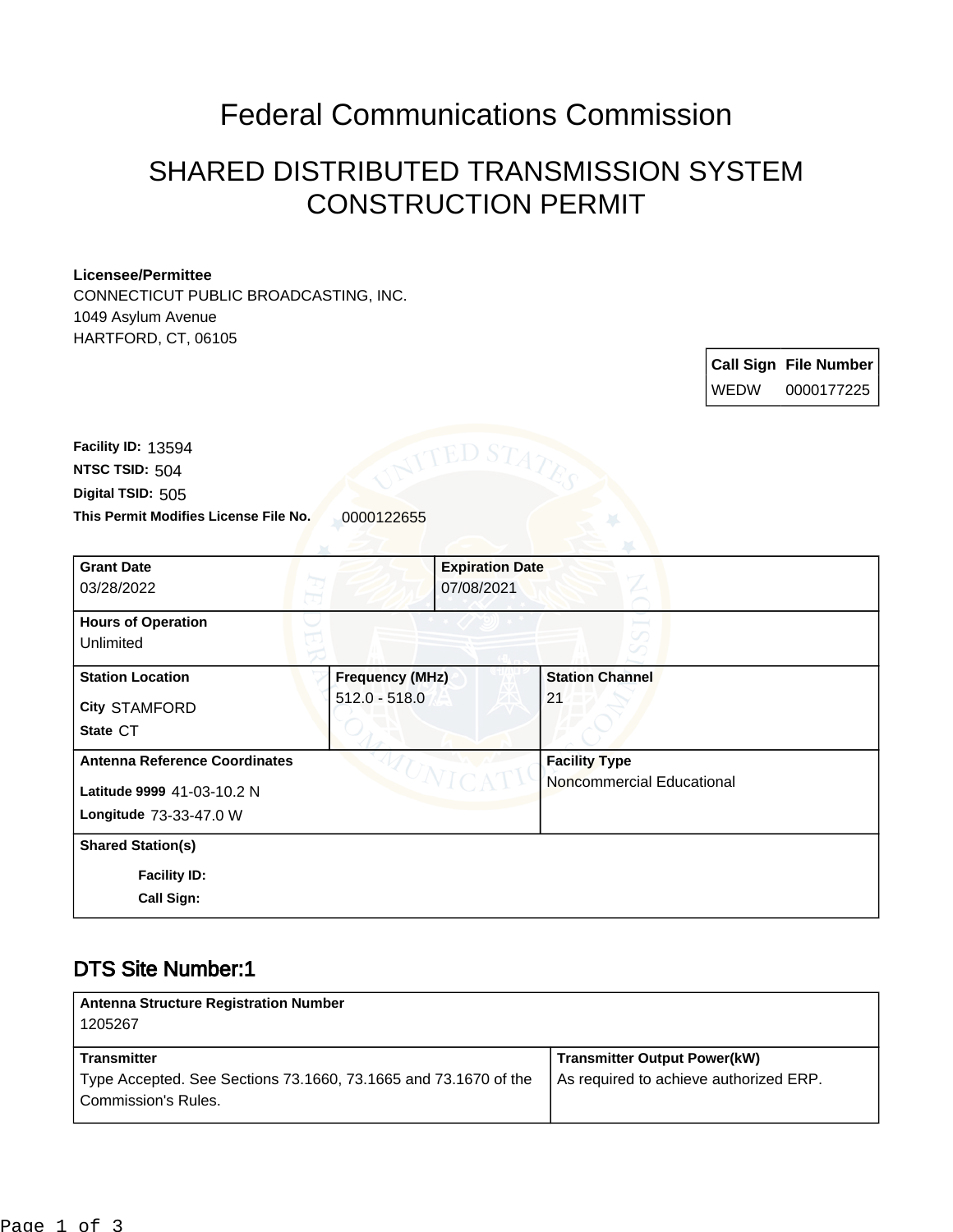# Federal Communications Commission

## SHARED DISTRIBUTED TRANSMISSION SYSTEM CONSTRUCTION PERMIT

**Licensee/Permittee**
CONNECTICUT PUBLIC BROADCASTING, INC.
1049 Asylum Avenue
HARTFORD, CT, 06105

| Call Sign | File Number |
|---|---|
| WEDW | 0000177225 |

**Facility ID:** 13594
**NTSC TSID:** 504
**Digital TSID:** 505
**This Permit Modifies License File No.** 0000122655

| **Grant Date** | | **Expiration Date** |
|---|---|---|
| 03/28/2022 | | 07/08/2021 |
| **Hours of Operation** Unlimited | | |
| **Station Location** City STAMFORD State CT | **Frequency (MHz)** 512.0 - 518.0 | **Station Channel** 21 |
| **Antenna Reference Coordinates** Latitude 9999 41-03-10.2 N Longitude 73-33-47.0 W | | **Facility Type** Noncommercial Educational |
| **Shared Station(s)** Facility ID: Call Sign: | | |

## DTS Site Number:1

| **Antenna Structure Registration Number** | |
|---|---|
| 1205267 | |
| **Transmitter** | **Transmitter Output Power(kW)** |
| Type Accepted. See Sections 73.1660, 73.1665 and 73.1670 of the Commission's Rules. | As required to achieve authorized ERP. |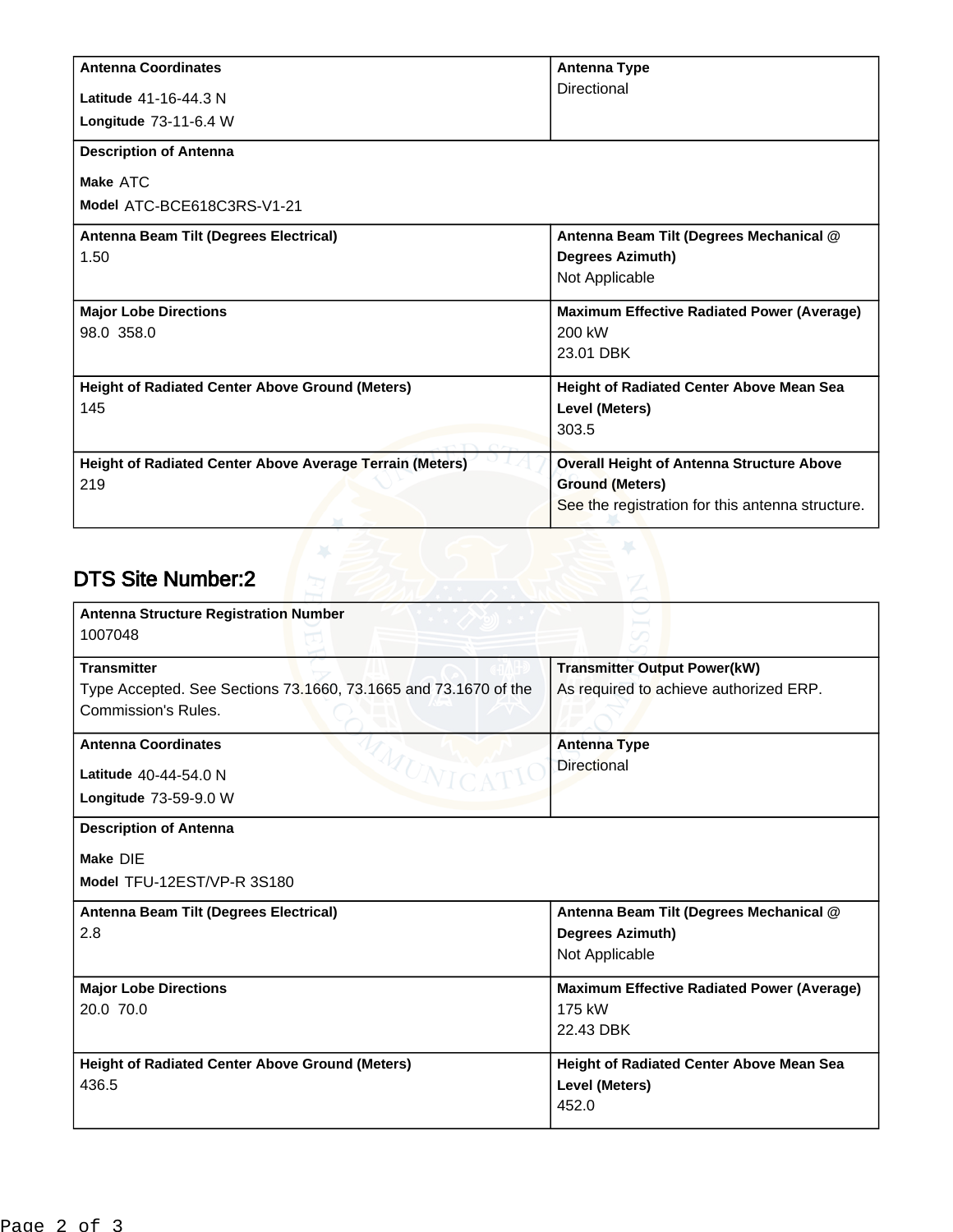| Antenna Coordinates | Antenna Type |
|---|---|
| Latitude 41-16-44.3 N<br>Longitude 73-11-6.4 W | Directional |
| **Description of Antenna** | |
| Make ATC<br>Model ATC-BCE618C3RS-V1-21 | |
| **Antenna Beam Tilt (Degrees Electrical)** | **Antenna Beam Tilt (Degrees Mechanical @ Degrees Azimuth)** |
| 1.50 | Not Applicable |
| **Major Lobe Directions** | **Maximum Effective Radiated Power (Average)** |
| 98.0 358.0 | 200 kW<br>23.01 DBK |
| **Height of Radiated Center Above Ground (Meters)** | **Height of Radiated Center Above Mean Sea Level (Meters)** |
| 145 | 303.5 |
| **Height of Radiated Center Above Average Terrain (Meters)** | **Overall Height of Antenna Structure Above Ground (Meters)** |
| 219 | See the registration for this antenna structure. |

## DTS Site Number:2

| Antenna Structure Registration Number | |
|---|---|
| 1007048 | |
| **Transmitter** | **Transmitter Output Power(kW)** |
| Type Accepted. See Sections 73.1660, 73.1665 and 73.1670 of the Commission's Rules. | As required to achieve authorized ERP. |
| **Antenna Coordinates** | **Antenna Type** |
| Latitude 40-44-54.0 N<br>Longitude 73-59-9.0 W | Directional |
| **Description of Antenna** | |
| Make DIE<br>Model TFU-12EST/VP-R 3S180 | |
| **Antenna Beam Tilt (Degrees Electrical)** | **Antenna Beam Tilt (Degrees Mechanical @ Degrees Azimuth)** |
| 2.8 | Not Applicable |
| **Major Lobe Directions** | **Maximum Effective Radiated Power (Average)** |
| 20.0 70.0 | 175 kW<br>22.43 DBK |
| **Height of Radiated Center Above Ground (Meters)** | **Height of Radiated Center Above Mean Sea Level (Meters)** |
| 436.5 | 452.0 |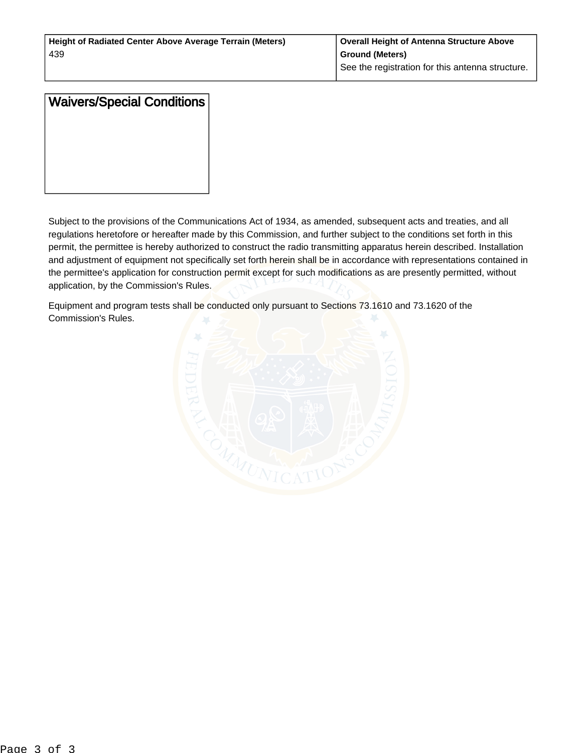| Height of Radiated Center Above Average Terrain (Meters) | Overall Height of Antenna Structure Above Ground (Meters) |
|---|---|
| 439 | See the registration for this antenna structure. |

| Waivers/Special Conditions |
|---|
| |

Subject to the provisions of the Communications Act of 1934, as amended, subsequent acts and treaties, and all regulations heretofore or hereafter made by this Commission, and further subject to the conditions set forth in this permit, the permittee is hereby authorized to construct the radio transmitting apparatus herein described. Installation and adjustment of equipment not specifically set forth herein shall be in accordance with representations contained in the permittee's application for construction permit except for such modifications as are presently permitted, without application, by the Commission's Rules.

Equipment and program tests shall be conducted only pursuant to Sections 73.1610 and 73.1620 of the Commission's Rules.